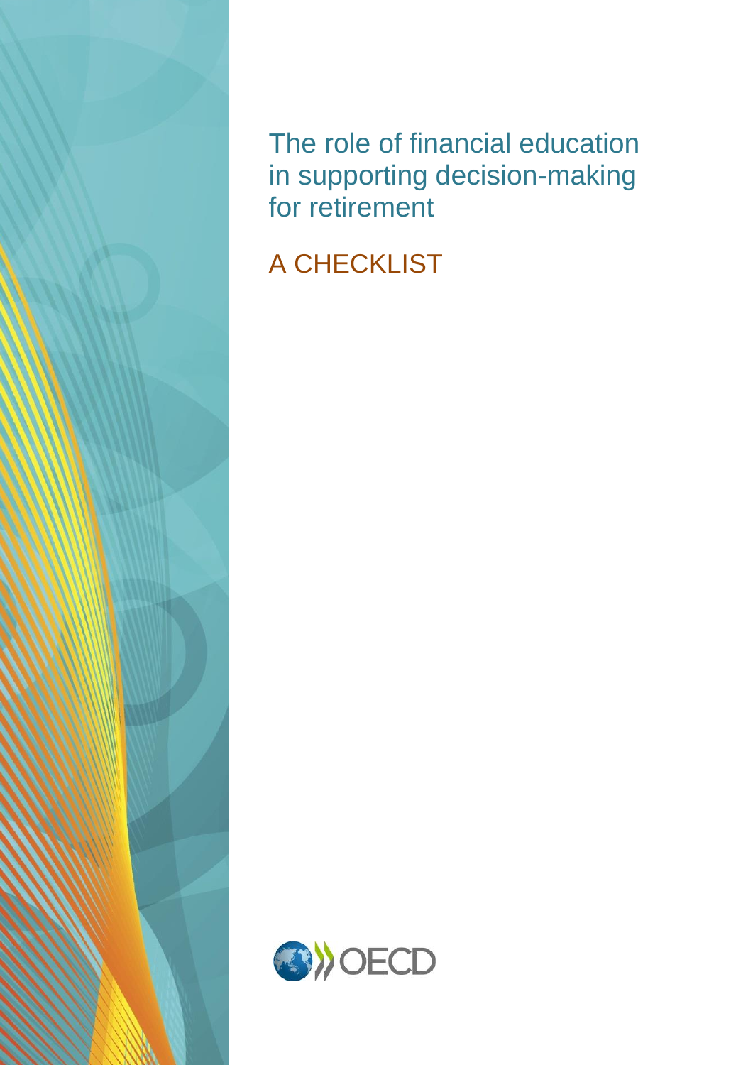# The role of financial education in supporting decision-making for retirement

## A CHECKLIST

OECD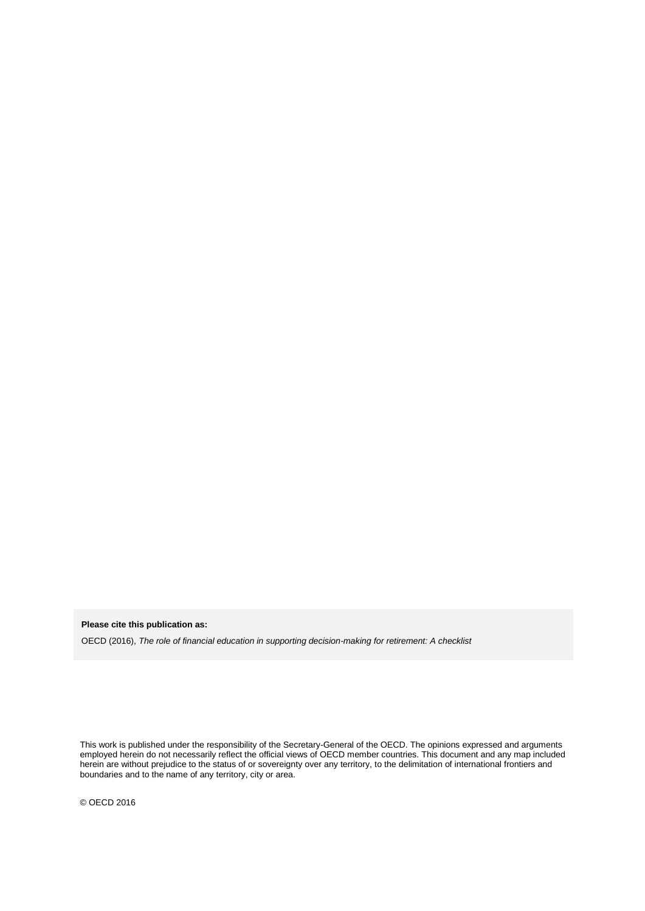**Please cite this publication as:**

OECD (2016), *The role of financial education in supporting decision-making for retirement: A checklist*

This work is published under the responsibility of the Secretary-General of the OECD. The opinions expressed and arguments employed herein do not necessarily reflect the official views of OECD member countries. This document and any map included herein are without prejudice to the status of or sovereignty over any territory, to the delimitation of international frontiers and boundaries and to the name of any territory, city or area.

© OECD 2016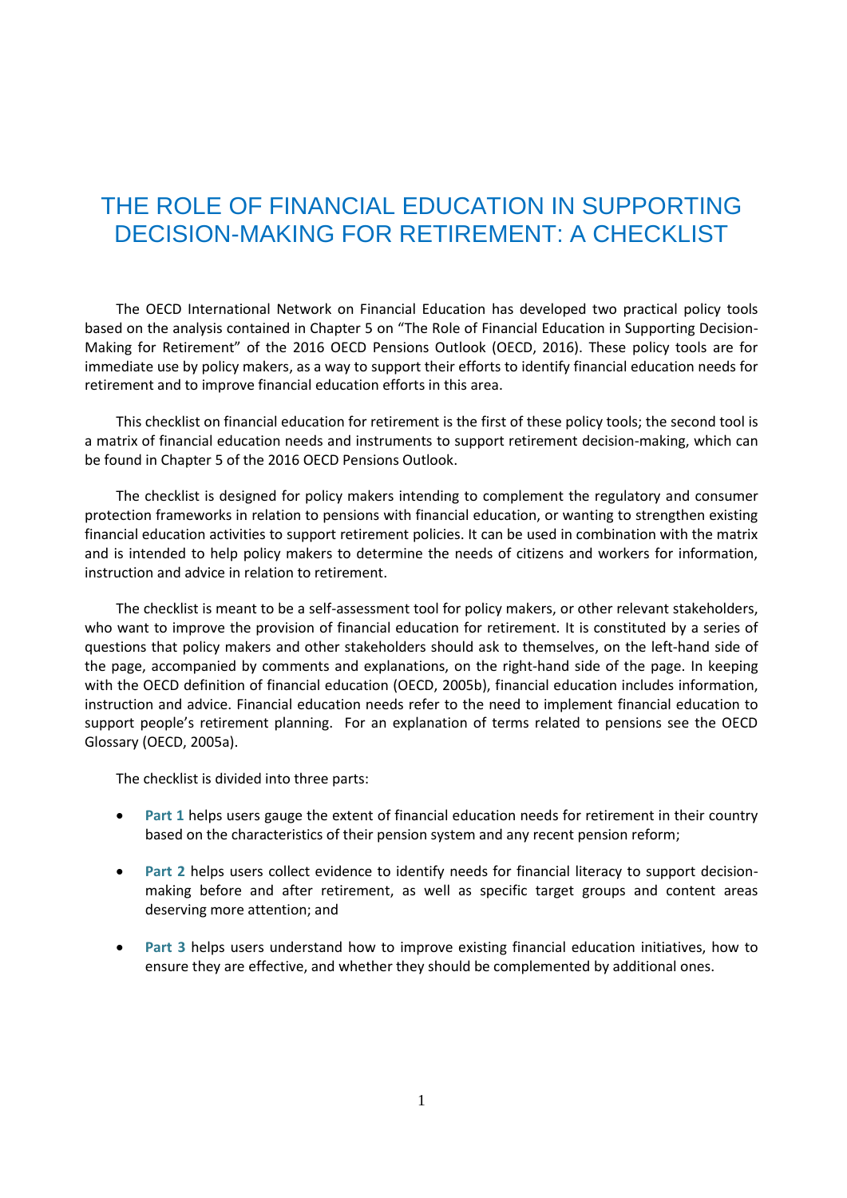# THE ROLE OF FINANCIAL EDUCATION IN SUPPORTING DECISION-MAKING FOR RETIREMENT: A CHECKLIST

The OECD International Network on Financial Education has developed two practical policy tools based on the analysis contained in Chapter 5 on "The Role of Financial Education in Supporting Decision-Making for Retirement" of the 2016 OECD Pensions Outlook (OECD, 2016). These policy tools are for immediate use by policy makers, as a way to support their efforts to identify financial education needs for retirement and to improve financial education efforts in this area.

This checklist on financial education for retirement is the first of these policy tools; the second tool is a matrix of financial education needs and instruments to support retirement decision-making, which can be found in Chapter 5 of the 2016 OECD Pensions Outlook.

The checklist is designed for policy makers intending to complement the regulatory and consumer protection frameworks in relation to pensions with financial education, or wanting to strengthen existing financial education activities to support retirement policies. It can be used in combination with the matrix and is intended to help policy makers to determine the needs of citizens and workers for information, instruction and advice in relation to retirement.

The checklist is meant to be a self-assessment tool for policy makers, or other relevant stakeholders, who want to improve the provision of financial education for retirement. It is constituted by a series of questions that policy makers and other stakeholders should ask to themselves, on the left-hand side of the page, accompanied by comments and explanations, on the right-hand side of the page. In keeping with the OECD definition of financial education (OECD, 2005b), financial education includes information, instruction and advice. Financial education needs refer to the need to implement financial education to support people's retirement planning. For an explanation of terms related to pensions see the OECD Glossary (OECD, 2005a).

The checklist is divided into three parts:

- **Part 1** helps users gauge the extent of financial education needs for retirement in their country based on the characteristics of their pension system and any recent pension reform;
- **Part 2** helps users collect evidence to identify needs for financial literacy to support decision-making before and after retirement, as well as specific target groups and content areas deserving more attention; and
- **Part 3** helps users understand how to improve existing financial education initiatives, how to ensure they are effective, and whether they should be complemented by additional ones.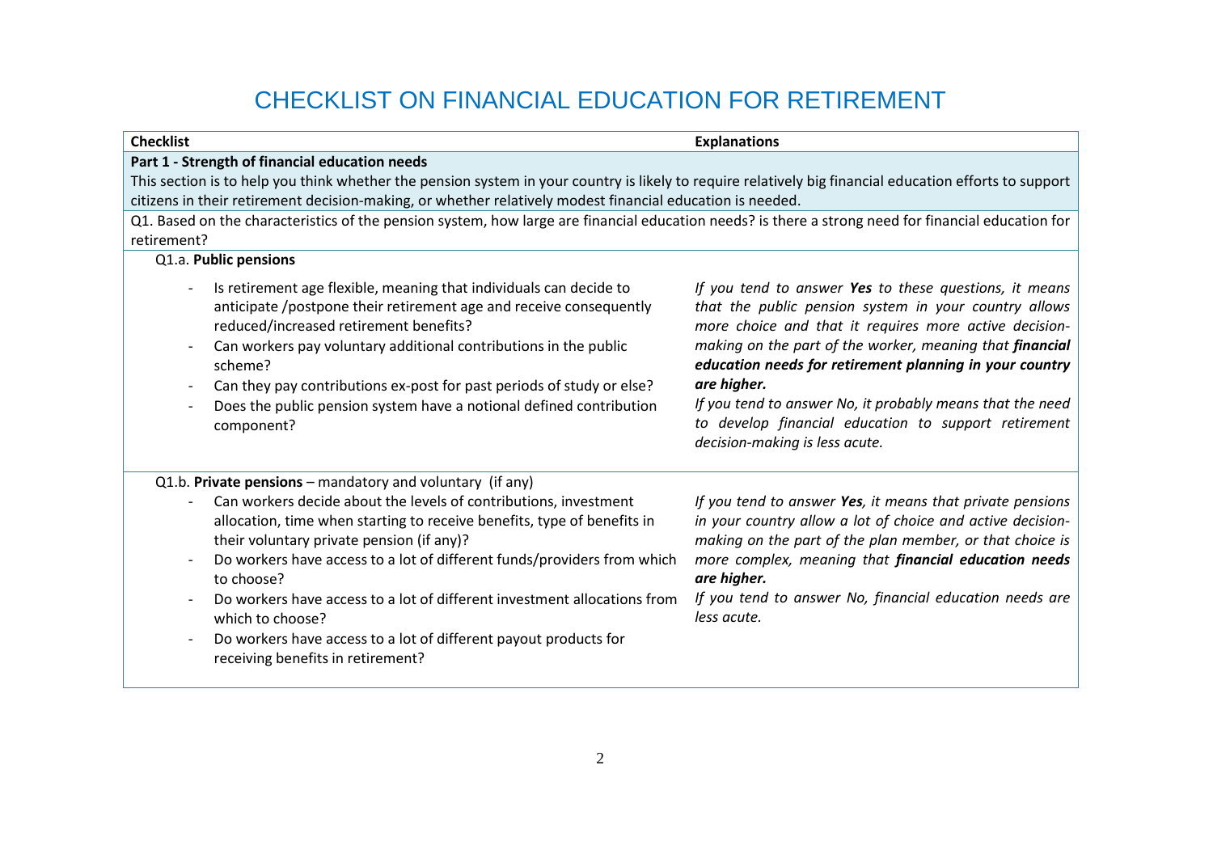# CHECKLIST ON FINANCIAL EDUCATION FOR RETIREMENT

| Checklist | Explanations |
|---|---|
| **Part 1 - Strength of financial education needs**<br>This section is to help you think whether the pension system in your country is likely to require relatively big financial education efforts to support citizens in their retirement decision-making, or whether relatively modest financial education is needed. | |
| Q1. Based on the characteristics of the pension system, how large are financial education needs? is there a strong need for financial education for retirement? | |
| Q1.a. **Public pensions**<br>- Is retirement age flexible, meaning that individuals can decide to anticipate /postpone their retirement age and receive consequently reduced/increased retirement benefits?<br>- Can workers pay voluntary additional contributions in the public scheme?<br>- Can they pay contributions ex-post for past periods of study or else?<br>- Does the public pension system have a notional defined contribution component? | *If you tend to answer **Yes** to these questions, it means that the public pension system in your country allows more choice and that it requires more active decision-making on the part of the worker, meaning that **financial education needs for retirement planning in your country are higher.***<br>*If you tend to answer No, it probably means that the need to develop financial education to support retirement decision-making is less acute.* |
| Q1.b. **Private pensions** – mandatory and voluntary (if any)<br>- Can workers decide about the levels of contributions, investment allocation, time when starting to receive benefits, type of benefits in their voluntary private pension (if any)?<br>- Do workers have access to a lot of different funds/providers from which to choose?<br>- Do workers have access to a lot of different investment allocations from which to choose?<br>- Do workers have access to a lot of different payout products for receiving benefits in retirement? | *If you tend to answer **Yes**, it means that private pensions in your country allow a lot of choice and active decision-making on the part of the plan member, or that choice is more complex, meaning that **financial education needs are higher.***<br>*If you tend to answer No, financial education needs are less acute.* |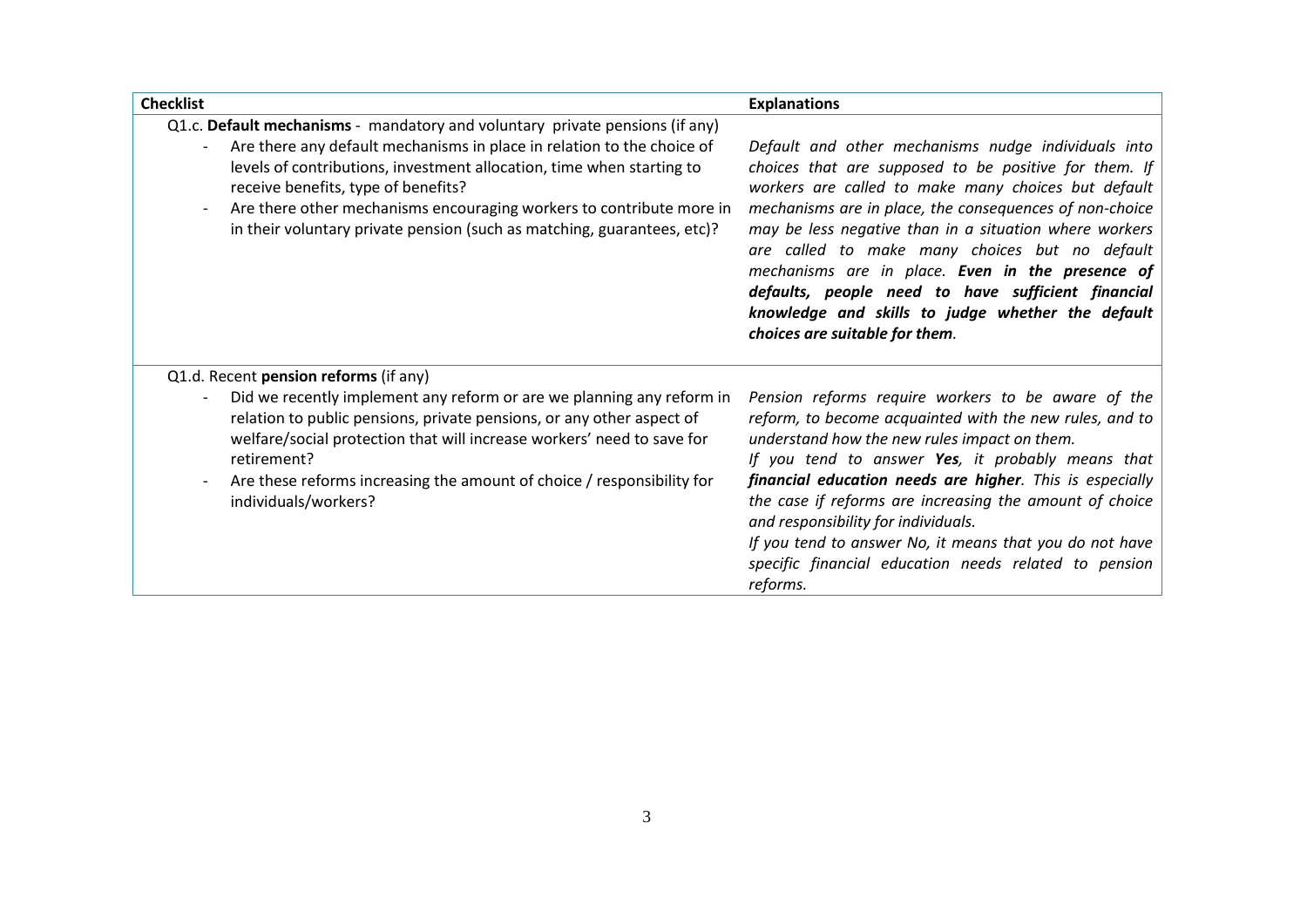| Checklist | Explanations |
| --- | --- |
| Q1.c. **Default mechanisms** - mandatory and voluntary private pensions (if any)<br>- Are there any default mechanisms in place in relation to the choice of levels of contributions, investment allocation, time when starting to receive benefits, type of benefits?<br>- Are there other mechanisms encouraging workers to contribute more in in their voluntary private pension (such as matching, guarantees, etc)? | *Default and other mechanisms nudge individuals into choices that are supposed to be positive for them. If workers are called to make many choices but default mechanisms are in place, the consequences of non-choice may be less negative than in a situation where workers are called to make many choices but no default mechanisms are in place.* ***Even in the presence of defaults, people need to have sufficient financial knowledge and skills to judge whether the default choices are suitable for them****.* |
| Q1.d. Recent **pension reforms** (if any)<br>- Did we recently implement any reform or are we planning any reform in relation to public pensions, private pensions, or any other aspect of welfare/social protection that will increase workers' need to save for retirement?<br>- Are these reforms increasing the amount of choice / responsibility for individuals/workers? | *Pension reforms require workers to be aware of the reform, to become acquainted with the new rules, and to understand how the new rules impact on them.*<br>*If you tend to answer* ***Yes****, it probably means that* ***financial education needs are higher****. This is especially the case if reforms are increasing the amount of choice and responsibility for individuals.*<br>*If you tend to answer No, it means that you do not have specific financial education needs related to pension reforms.* |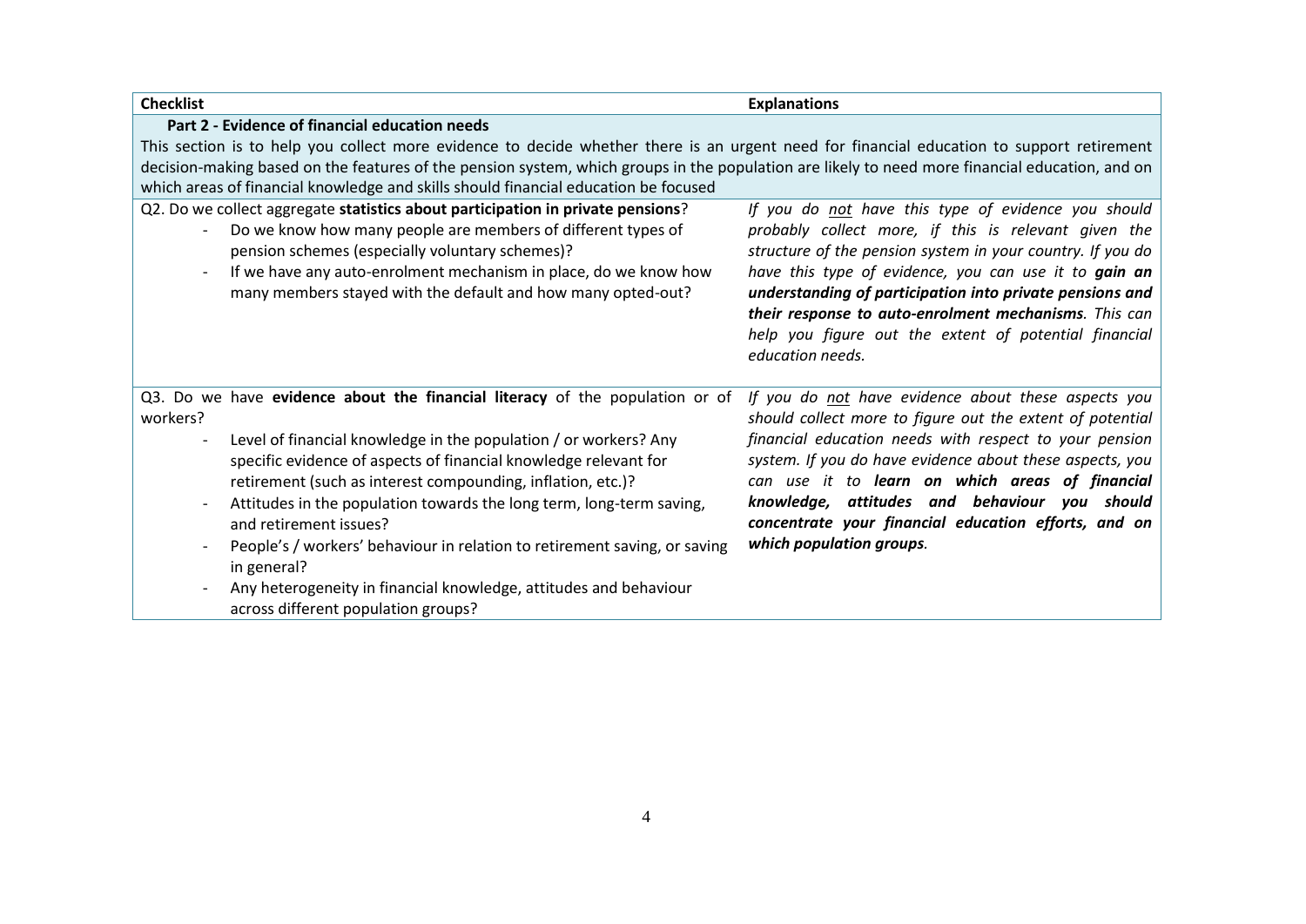| Checklist | Explanations |
|---|---|
| **Part 2 - Evidence of financial education needs**<br>This section is to help you collect more evidence to decide whether there is an urgent need for financial education to support retirement decision-making based on the features of the pension system, which groups in the population are likely to need more financial education, and on which areas of financial knowledge and skills should financial education be focused | |
| Q2. Do we collect aggregate **statistics about participation in private pensions**?<br>- Do we know how many people are members of different types of pension schemes (especially voluntary schemes)?<br>- If we have any auto-enrolment mechanism in place, do we know how many members stayed with the default and how many opted-out? | *If you do not have this type of evidence you should probably collect more, if this is relevant given the structure of the pension system in your country. If you do have this type of evidence, you can use it to* ***gain an understanding of participation into private pensions and their response to auto-enrolment mechanisms****. This can help you figure out the extent of potential financial education needs.* |
| Q3. Do we have **evidence about the financial literacy** of the population or of workers?<br>- Level of financial knowledge in the population / or workers? Any specific evidence of aspects of financial knowledge relevant for retirement (such as interest compounding, inflation, etc.)?<br>- Attitudes in the population towards the long term, long-term saving, and retirement issues?<br>- People's / workers' behaviour in relation to retirement saving, or saving in general?<br>- Any heterogeneity in financial knowledge, attitudes and behaviour across different population groups? | *If you do not have evidence about these aspects you should collect more to figure out the extent of potential financial education needs with respect to your pension system. If you do have evidence about these aspects, you can use it to* ***learn on which areas of financial knowledge, attitudes and behaviour you should concentrate your financial education efforts, and on which population groups****.* |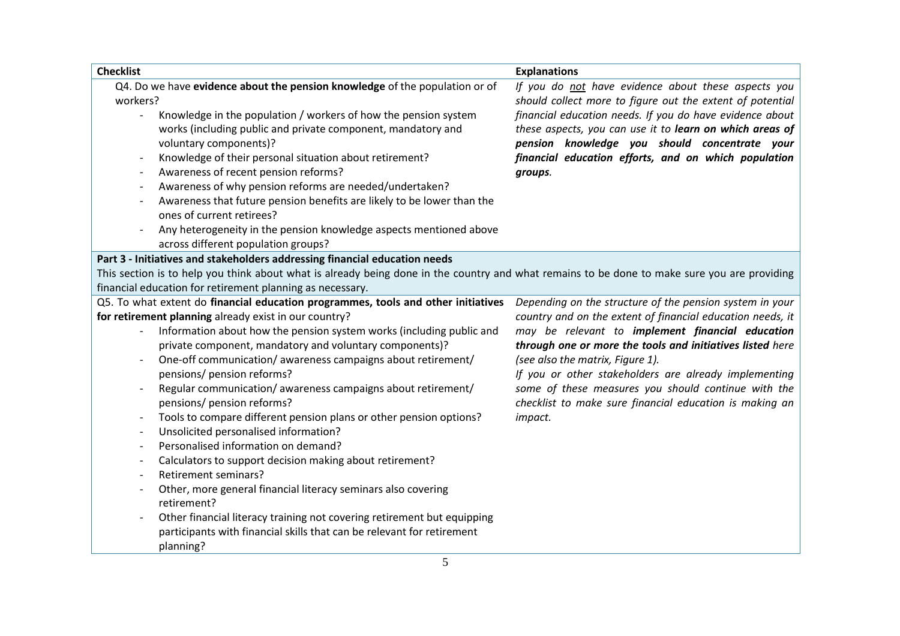| Checklist | Explanations |
|---|---|
| Q4. Do we have **evidence about the pension knowledge** of the population or of workers?<br>- Knowledge in the population / workers of how the pension system works (including public and private component, mandatory and voluntary components)?<br>- Knowledge of their personal situation about retirement?<br>- Awareness of recent pension reforms?<br>- Awareness of why pension reforms are needed/undertaken?<br>- Awareness that future pension benefits are likely to be lower than the ones of current retirees?<br>- Any heterogeneity in the pension knowledge aspects mentioned above across different population groups? | *If you do <u>not</u> have evidence about these aspects you should collect more to figure out the extent of potential financial education needs. If you do have evidence about these aspects, you can use it to* ***learn on which areas of pension knowledge you should concentrate your financial education efforts, and on which population groups****.* |
| **Part 3 - Initiatives and stakeholders addressing financial education needs**<br>This section is to help you think about what is already being done in the country and what remains to be done to make sure you are providing financial education for retirement planning as necessary. | |
| Q5. To what extent do **financial education programmes, tools and other initiatives for retirement planning** already exist in our country?<br>- Information about how the pension system works (including public and private component, mandatory and voluntary components)?<br>- One-off communication/ awareness campaigns about retirement/ pensions/ pension reforms?<br>- Regular communication/ awareness campaigns about retirement/ pensions/ pension reforms?<br>- Tools to compare different pension plans or other pension options?<br>- Unsolicited personalised information?<br>- Personalised information on demand?<br>- Calculators to support decision making about retirement?<br>- Retirement seminars?<br>- Other, more general financial literacy seminars also covering retirement?<br>- Other financial literacy training not covering retirement but equipping participants with financial skills that can be relevant for retirement planning? | *Depending on the structure of the pension system in your country and on the extent of financial education needs, it may be relevant to* ***implement financial education through one or more the tools and initiatives listed*** *here (see also the matrix, Figure 1).*<br>*If you or other stakeholders are already implementing some of these measures you should continue with the checklist to make sure financial education is making an impact.* |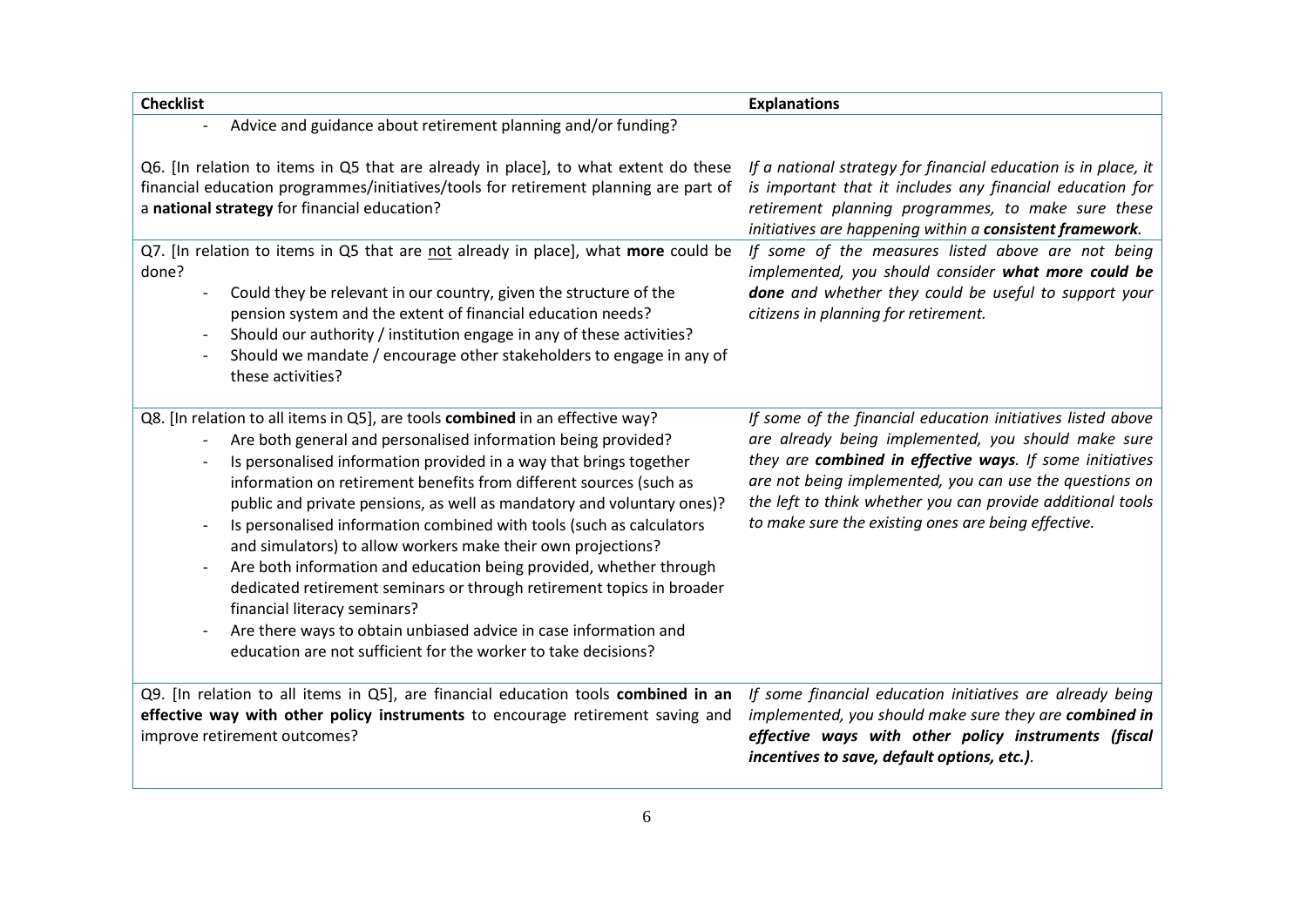| Checklist | Explanations |
|---|---|
| - Advice and guidance about retirement planning and/or funding? | |
| Q6. [In relation to items in Q5 that are already in place], to what extent do these financial education programmes/initiatives/tools for retirement planning are part of a **national strategy** for financial education? | *If a national strategy for financial education is in place, it is important that it includes any financial education for retirement planning programmes, to make sure these initiatives are happening within a **consistent framework**.* |
| Q7. [In relation to items in Q5 that are <u>not</u> already in place], what **more** could be done?<br>- Could they be relevant in our country, given the structure of the pension system and the extent of financial education needs?<br>- Should our authority / institution engage in any of these activities?<br>- Should we mandate / encourage other stakeholders to engage in any of these activities? | *If some of the measures listed above are not being implemented, you should consider **what more could be done** and whether they could be useful to support your citizens in planning for retirement.* |
| Q8. [In relation to all items in Q5], are tools **combined** in an effective way?<br>- Are both general and personalised information being provided?<br>- Is personalised information provided in a way that brings together information on retirement benefits from different sources (such as public and private pensions, as well as mandatory and voluntary ones)?<br>- Is personalised information combined with tools (such as calculators and simulators) to allow workers make their own projections?<br>- Are both information and education being provided, whether through dedicated retirement seminars or through retirement topics in broader financial literacy seminars?<br>- Are there ways to obtain unbiased advice in case information and education are not sufficient for the worker to take decisions? | *If some of the financial education initiatives listed above are already being implemented, you should make sure they are **combined in effective ways**. If some initiatives are not being implemented, you can use the questions on the left to think whether you can provide additional tools to make sure the existing ones are being effective.* |
| Q9. [In relation to all items in Q5], are financial education tools **combined in an effective way with other policy instruments** to encourage retirement saving and improve retirement outcomes? | *If some financial education initiatives are already being implemented, you should make sure they are **combined in effective ways with other policy instruments (fiscal incentives to save, default options, etc.)**.* |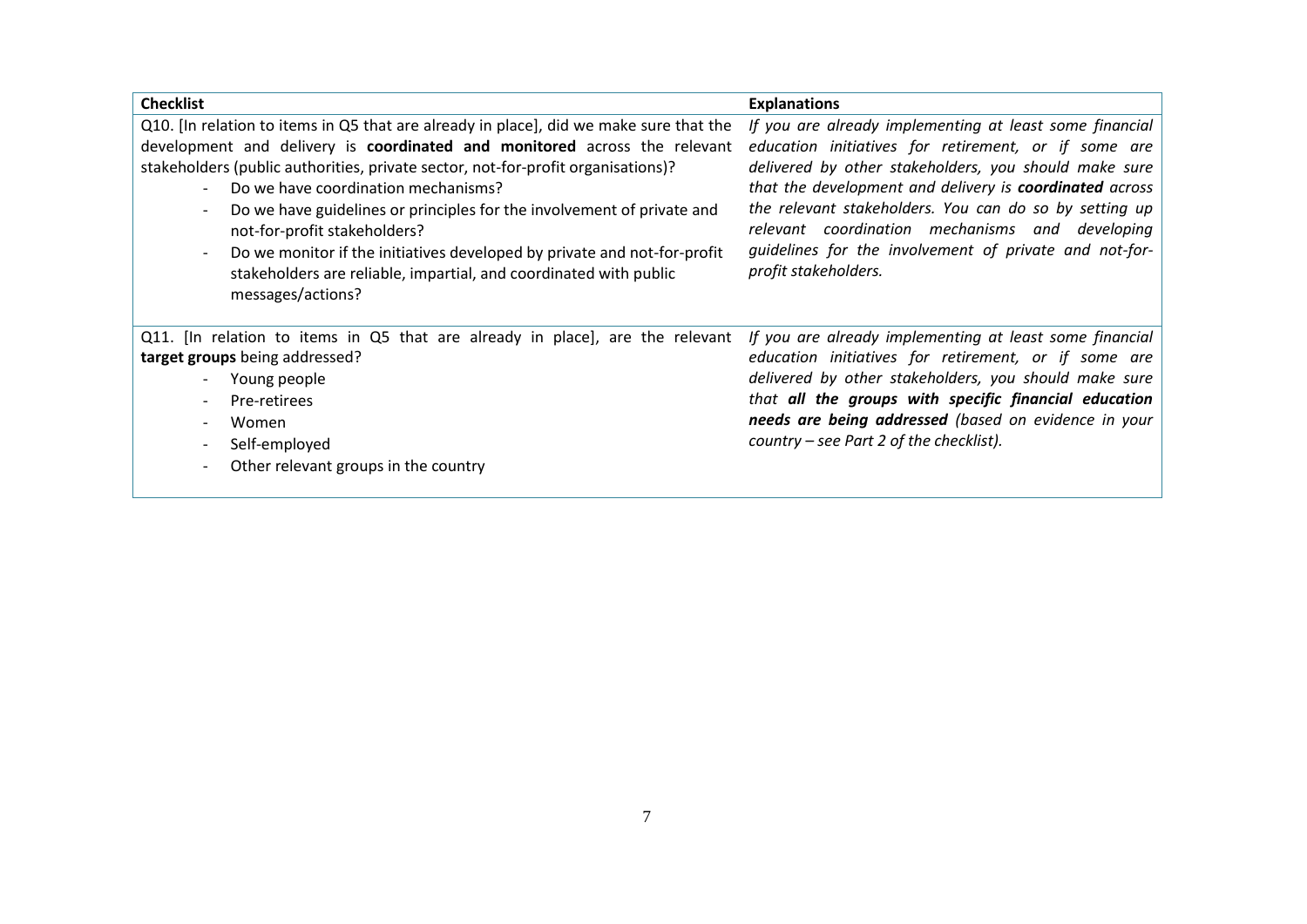| Checklist | Explanations |
|---|---|
| Q10. [In relation to items in Q5 that are already in place], did we make sure that the development and delivery is **coordinated and monitored** across the relevant stakeholders (public authorities, private sector, not-for-profit organisations)?<br>- Do we have coordination mechanisms?<br>- Do we have guidelines or principles for the involvement of private and not-for-profit stakeholders?<br>- Do we monitor if the initiatives developed by private and not-for-profit stakeholders are reliable, impartial, and coordinated with public messages/actions? | *If you are already implementing at least some financial education initiatives for retirement, or if some are delivered by other stakeholders, you should make sure that the development and delivery is **coordinated** across the relevant stakeholders. You can do so by setting up relevant coordination mechanisms and developing guidelines for the involvement of private and not-for-profit stakeholders.* |
| Q11. [In relation to items in Q5 that are already in place], are the relevant **target groups** being addressed?<br>- Young people<br>- Pre-retirees<br>- Women<br>- Self-employed<br>- Other relevant groups in the country | *If you are already implementing at least some financial education initiatives for retirement, or if some are delivered by other stakeholders, you should make sure that **all the groups with specific financial education needs are being addressed** (based on evidence in your country – see Part 2 of the checklist).* |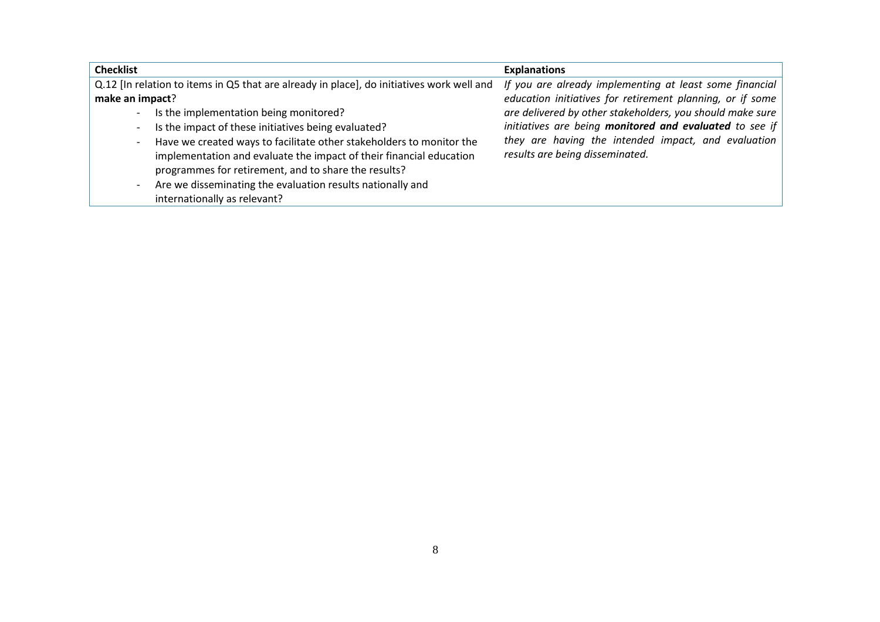| Checklist | Explanations |
| --- | --- |
| Q.12 [In relation to items in Q5 that are already in place], do initiatives work well and **make an impact**?<br>- Is the implementation being monitored?<br>- Is the impact of these initiatives being evaluated?<br>- Have we created ways to facilitate other stakeholders to monitor the implementation and evaluate the impact of their financial education programmes for retirement, and to share the results?<br>- Are we disseminating the evaluation results nationally and internationally as relevant? | *If you are already implementing at least some financial education initiatives for retirement planning, or if some are delivered by other stakeholders, you should make sure initiatives are being* ***monitored and evaluated*** *to see if they are having the intended impact, and evaluation results are being disseminated.* |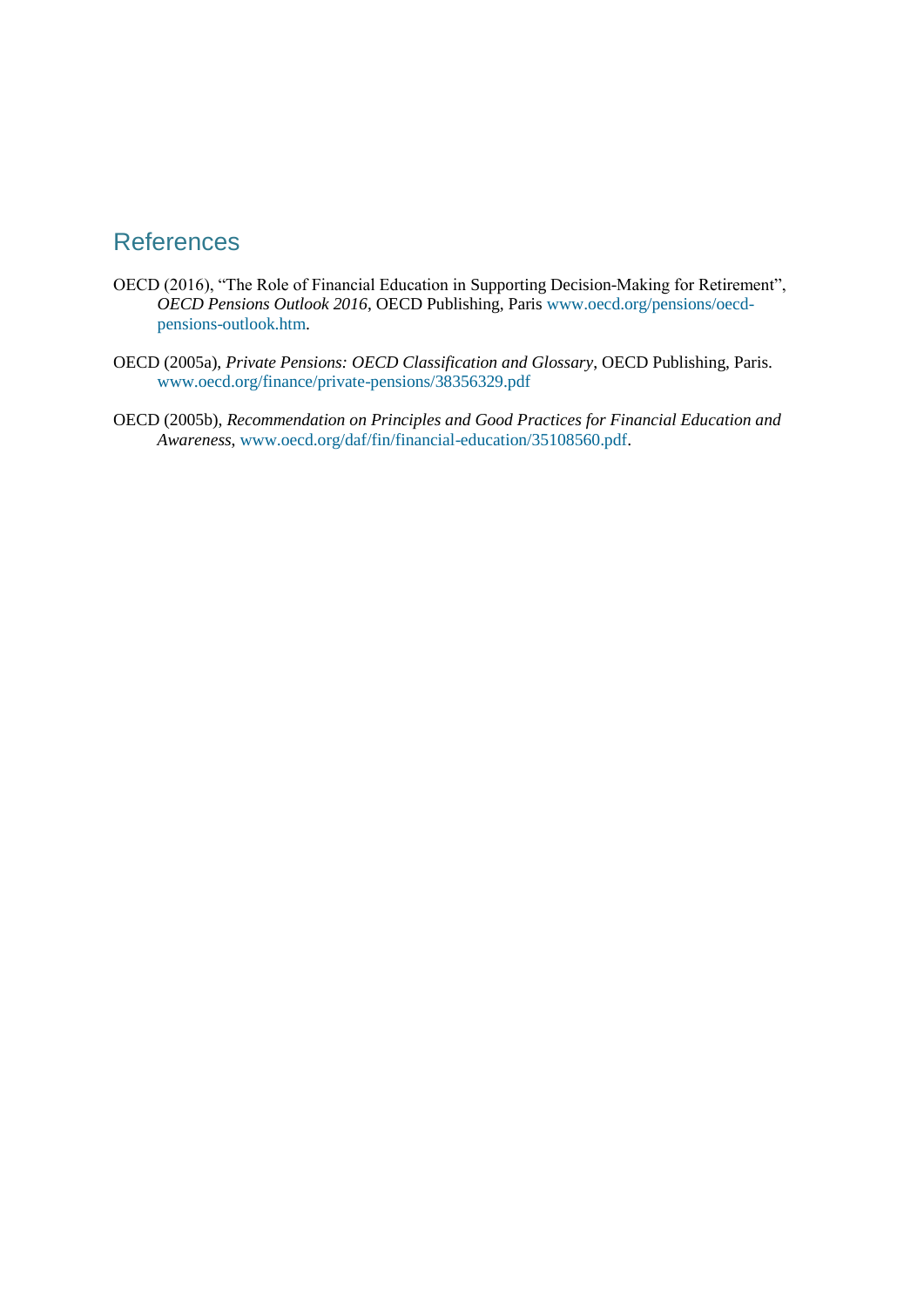## References

OECD (2016), "The Role of Financial Education in Supporting Decision-Making for Retirement", *OECD Pensions Outlook 2016*, OECD Publishing, Paris www.oecd.org/pensions/oecd-pensions-outlook.htm.

OECD (2005a), *Private Pensions: OECD Classification and Glossary*, OECD Publishing, Paris. www.oecd.org/finance/private-pensions/38356329.pdf

OECD (2005b), *Recommendation on Principles and Good Practices for Financial Education and Awareness*, www.oecd.org/daf/fin/financial-education/35108560.pdf.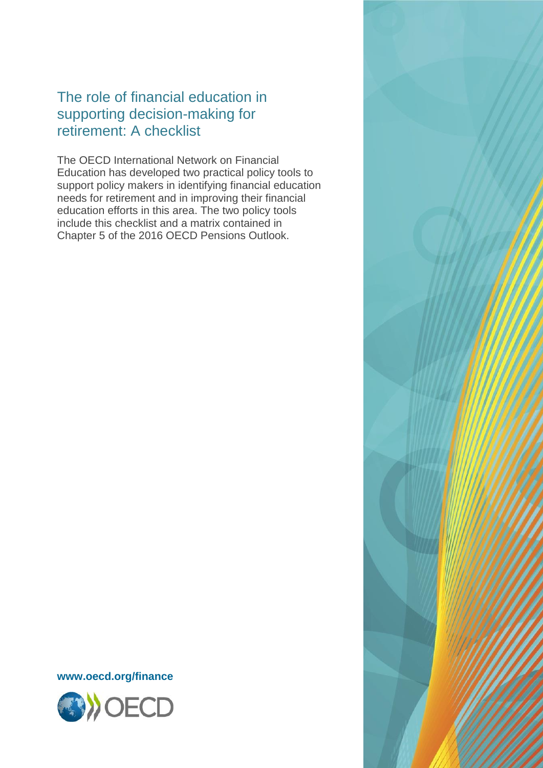# The role of financial education in supporting decision-making for retirement: A checklist

The OECD International Network on Financial Education has developed two practical policy tools to support policy makers in identifying financial education needs for retirement and in improving their financial education efforts in this area. The two policy tools include this checklist and a matrix contained in Chapter 5 of the 2016 OECD Pensions Outlook.

**www.oecd.org/finance**

OECD